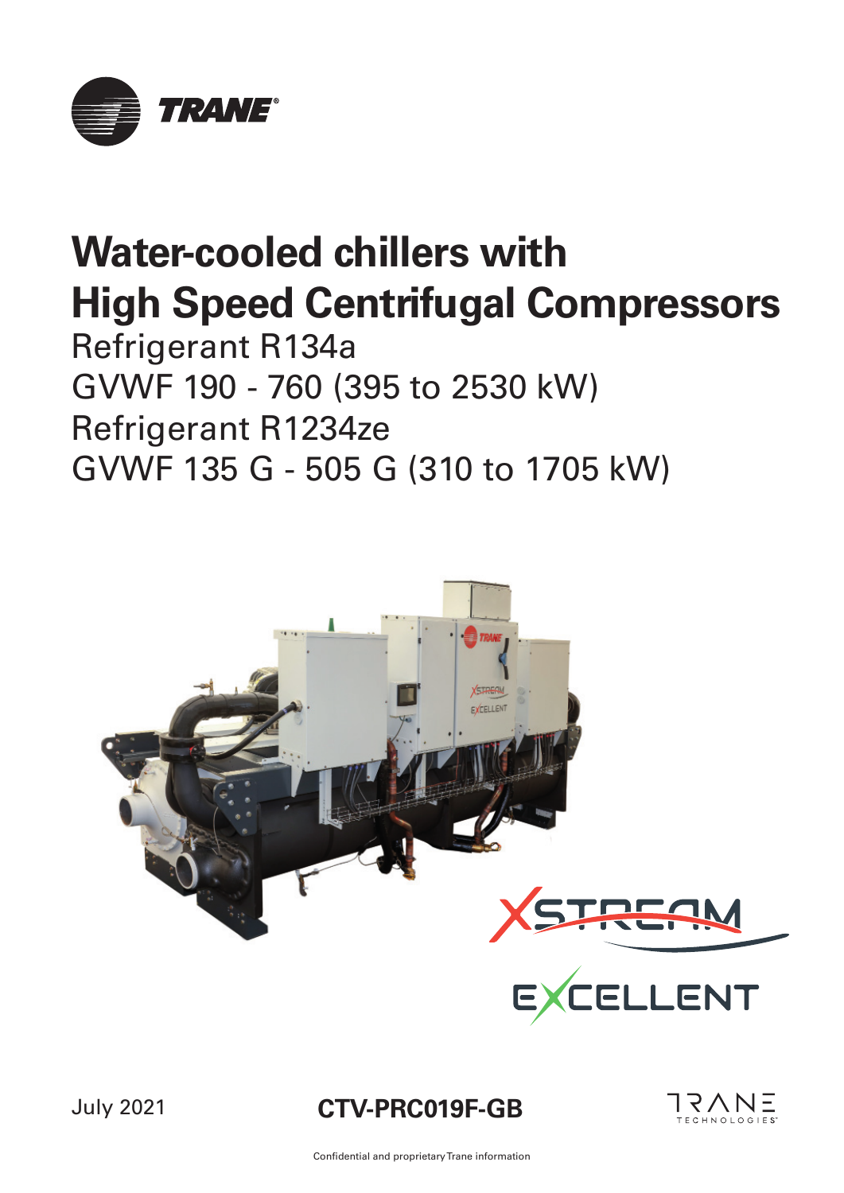# Water-cooled chillers with High Speed Centrifugal Compressors

Refrigerant R134a
GVWF 190 - 760 (395 to 2530 kW)
Refrigerant R1234ze
GVWF 135 G - 505 G (310 to 1705 kW)

July 2021

**CTV-PRC019F-GB**

Confidential and proprietary Trane information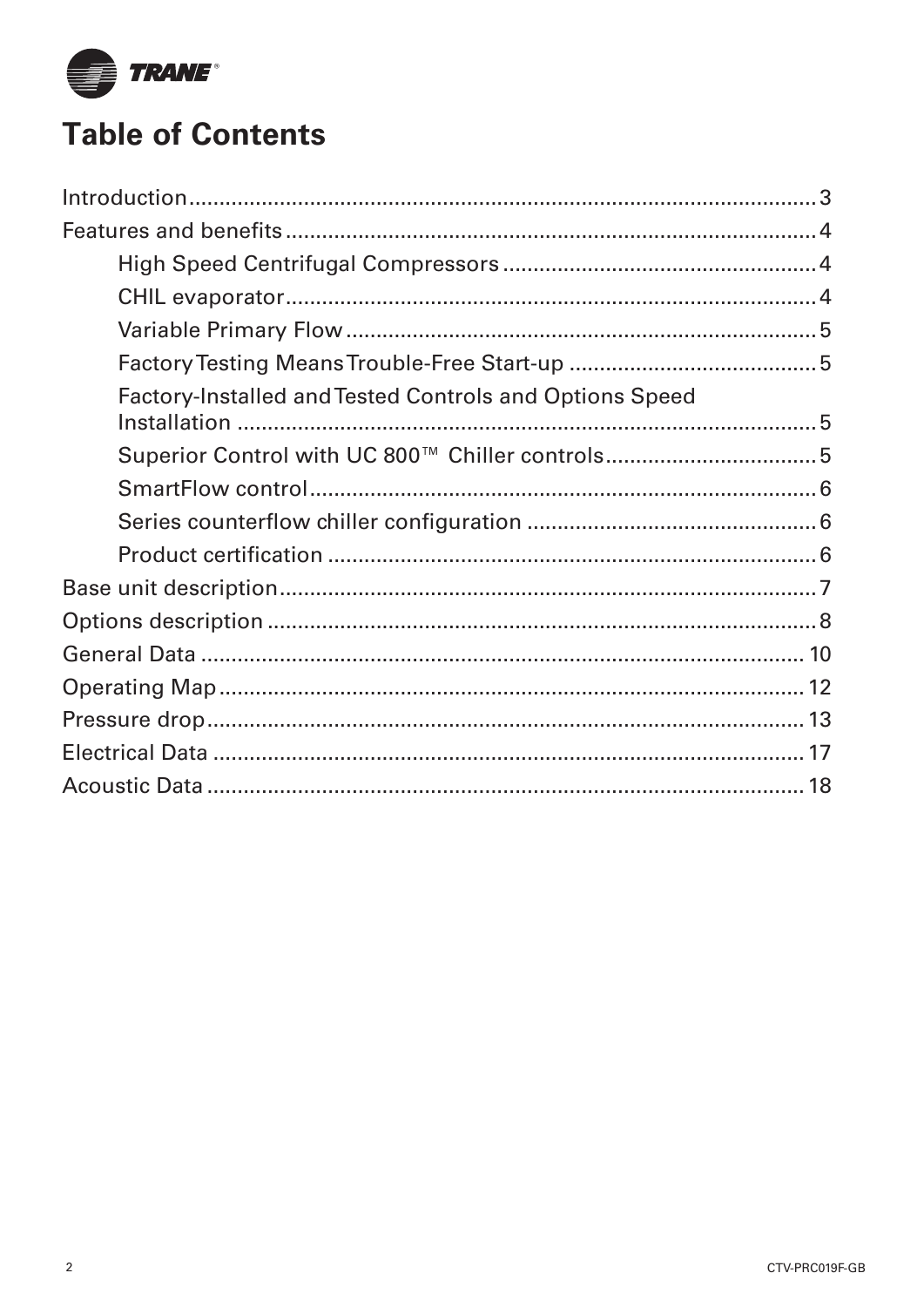# Table of Contents

- Introduction 3
- Features and benefits 4
  - High Speed Centrifugal Compressors 4
  - CHIL evaporator 4
  - Variable Primary Flow 5
  - Factory Testing Means Trouble-Free Start-up 5
  - Factory-Installed and Tested Controls and Options Speed Installation 5
  - Superior Control with UC 800™ Chiller controls 5
  - SmartFlow control 6
  - Series counterflow chiller configuration 6
  - Product certification 6
- Base unit description 7
- Options description 8
- General Data 10
- Operating Map 12
- Pressure drop 13
- Electrical Data 17
- Acoustic Data 18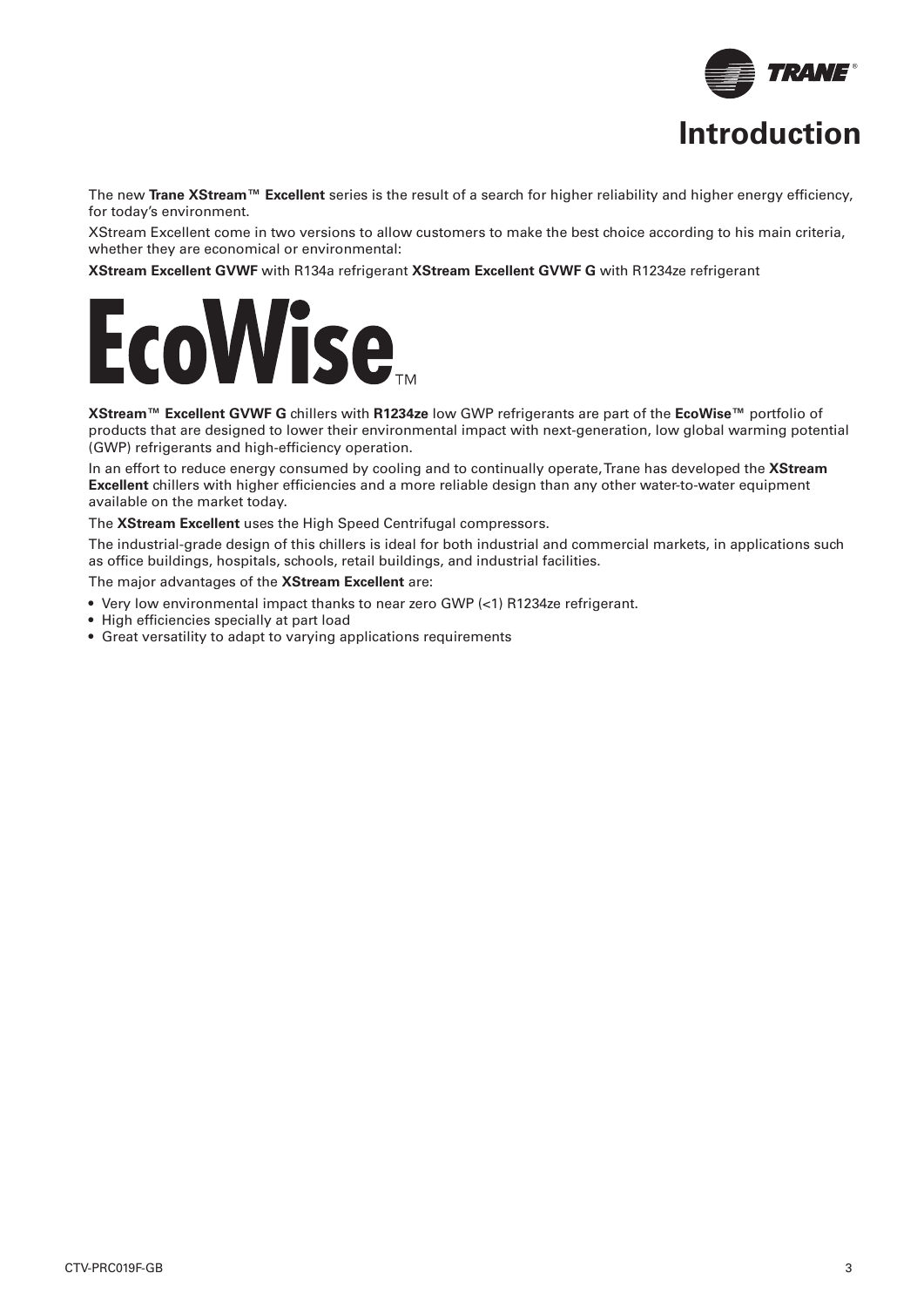# Introduction

The new **Trane XStream™ Excellent** series is the result of a search for higher reliability and higher energy efficiency, for today's environment.

XStream Excellent come in two versions to allow customers to make the best choice according to his main criteria, whether they are economical or environmental:

**XStream Excellent GVWF** with R134a refrigerant **XStream Excellent GVWF G** with R1234ze refrigerant

EcoWise™

**XStream™ Excellent GVWF G** chillers with **R1234ze** low GWP refrigerants are part of the **EcoWise™** portfolio of products that are designed to lower their environmental impact with next-generation, low global warming potential (GWP) refrigerants and high-efficiency operation.

In an effort to reduce energy consumed by cooling and to continually operate, Trane has developed the **XStream Excellent** chillers with higher efficiencies and a more reliable design than any other water-to-water equipment available on the market today.

The **XStream Excellent** uses the High Speed Centrifugal compressors.

The industrial-grade design of this chillers is ideal for both industrial and commercial markets, in applications such as office buildings, hospitals, schools, retail buildings, and industrial facilities.

The major advantages of the **XStream Excellent** are:

- Very low environmental impact thanks to near zero GWP (<1) R1234ze refrigerant.
- High efficiencies specially at part load
- Great versatility to adapt to varying applications requirements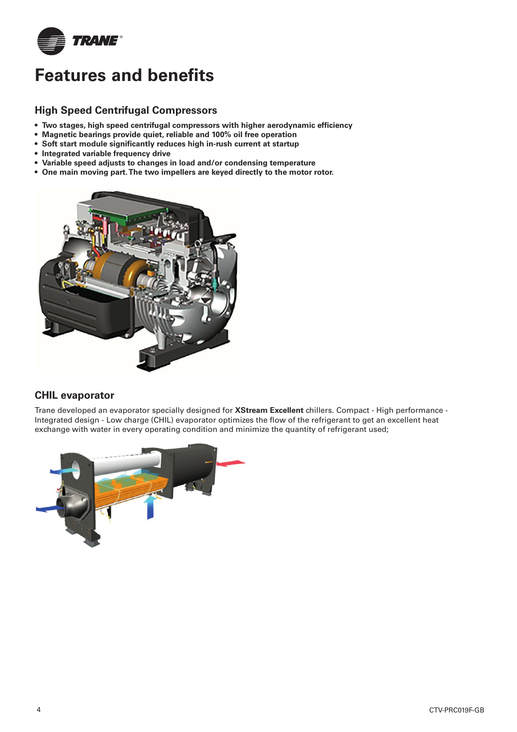# Features and benefits

## High Speed Centrifugal Compressors

- **Two stages, high speed centrifugal compressors with higher aerodynamic efficiency**
- **Magnetic bearings provide quiet, reliable and 100% oil free operation**
- **Soft start module significantly reduces high in-rush current at startup**
- **Integrated variable frequency drive**
- **Variable speed adjusts to changes in load and/or condensing temperature**
- **One main moving part. The two impellers are keyed directly to the motor rotor.**

## CHIL evaporator

Trane developed an evaporator specially designed for **XStream Excellent** chillers. Compact - High performance - Integrated design - Low charge (CHIL) evaporator optimizes the flow of the refrigerant to get an excellent heat exchange with water in every operating condition and minimize the quantity of refrigerant used;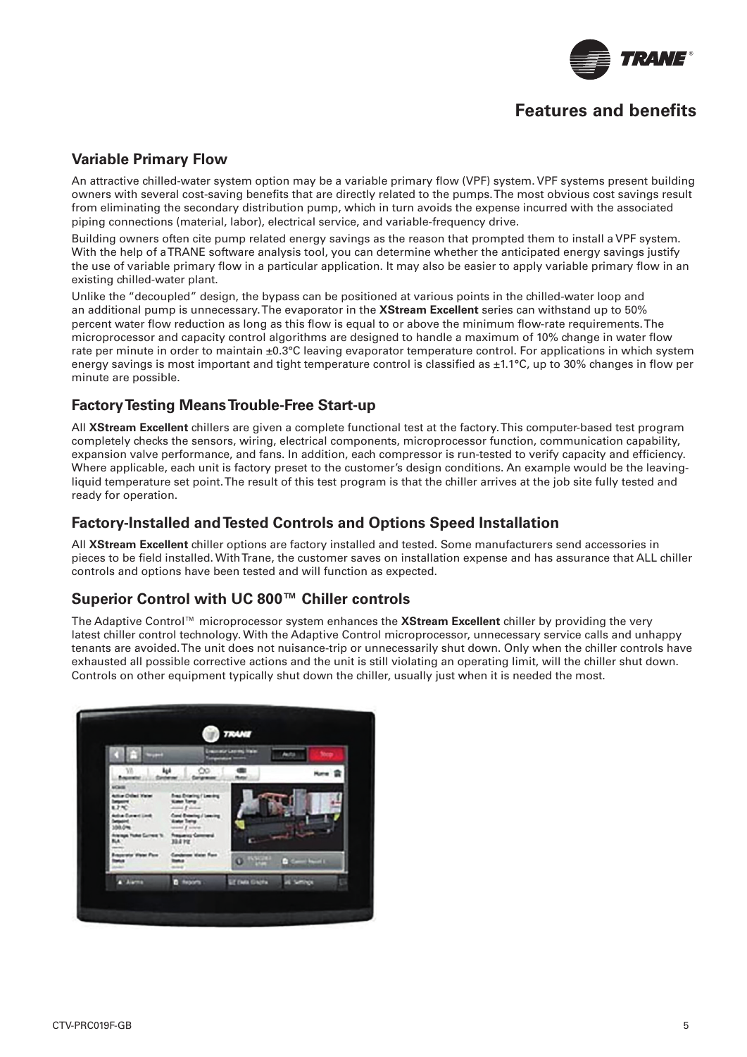## Features and benefits

### Variable Primary Flow

An attractive chilled-water system option may be a variable primary flow (VPF) system. VPF systems present building owners with several cost-saving benefits that are directly related to the pumps. The most obvious cost savings result from eliminating the secondary distribution pump, which in turn avoids the expense incurred with the associated piping connections (material, labor), electrical service, and variable-frequency drive.

Building owners often cite pump related energy savings as the reason that prompted them to install a VPF system. With the help of a TRANE software analysis tool, you can determine whether the anticipated energy savings justify the use of variable primary flow in a particular application. It may also be easier to apply variable primary flow in an existing chilled-water plant.

Unlike the "decoupled" design, the bypass can be positioned at various points in the chilled-water loop and an additional pump is unnecessary. The evaporator in the **XStream Excellent** series can withstand up to 50% percent water flow reduction as long as this flow is equal to or above the minimum flow-rate requirements. The microprocessor and capacity control algorithms are designed to handle a maximum of 10% change in water flow rate per minute in order to maintain ±0.3°C leaving evaporator temperature control. For applications in which system energy savings is most important and tight temperature control is classified as ±1.1°C, up to 30% changes in flow per minute are possible.

### Factory Testing Means Trouble-Free Start-up

All **XStream Excellent** chillers are given a complete functional test at the factory. This computer-based test program completely checks the sensors, wiring, electrical components, microprocessor function, communication capability, expansion valve performance, and fans. In addition, each compressor is run-tested to verify capacity and efficiency. Where applicable, each unit is factory preset to the customer's design conditions. An example would be the leaving-liquid temperature set point. The result of this test program is that the chiller arrives at the job site fully tested and ready for operation.

### Factory-Installed and Tested Controls and Options Speed Installation

All **XStream Excellent** chiller options are factory installed and tested. Some manufacturers send accessories in pieces to be field installed. With Trane, the customer saves on installation expense and has assurance that ALL chiller controls and options have been tested and will function as expected.

### Superior Control with UC 800™ Chiller controls

The Adaptive Control™ microprocessor system enhances the **XStream Excellent** chiller by providing the very latest chiller control technology. With the Adaptive Control microprocessor, unnecessary service calls and unhappy tenants are avoided. The unit does not nuisance-trip or unnecessarily shut down. Only when the chiller controls have exhausted all possible corrective actions and the unit is still violating an operating limit, will the chiller shut down. Controls on other equipment typically shut down the chiller, usually just when it is needed the most.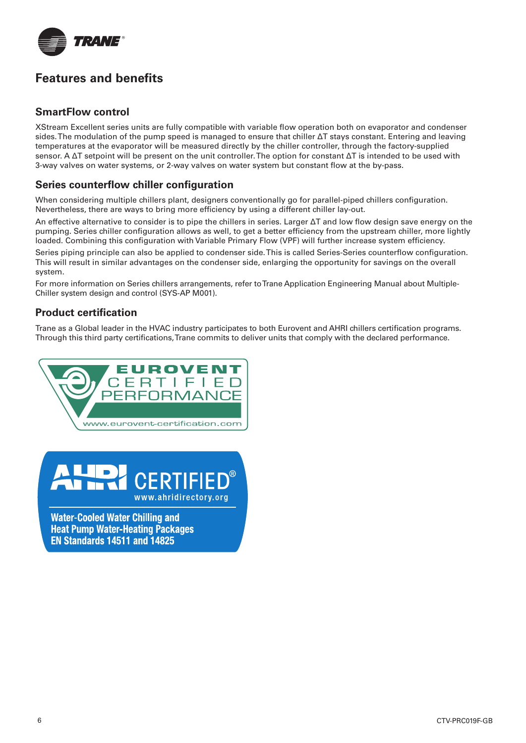## Features and benefits

### SmartFlow control

XStream Excellent series units are fully compatible with variable flow operation both on evaporator and condenser sides. The modulation of the pump speed is managed to ensure that chiller ΔT stays constant. Entering and leaving temperatures at the evaporator will be measured directly by the chiller controller, through the factory-supplied sensor. A ΔT setpoint will be present on the unit controller. The option for constant ΔT is intended to be used with 3-way valves on water systems, or 2-way valves on water system but constant flow at the by-pass.

### Series counterflow chiller configuration

When considering multiple chillers plant, designers conventionally go for parallel-piped chillers configuration. Nevertheless, there are ways to bring more efficiency by using a different chiller lay-out.

An effective alternative to consider is to pipe the chillers in series. Larger ΔT and low flow design save energy on the pumping. Series chiller configuration allows as well, to get a better efficiency from the upstream chiller, more lightly loaded. Combining this configuration with Variable Primary Flow (VPF) will further increase system efficiency.

Series piping principle can also be applied to condenser side. This is called Series-Series counterflow configuration. This will result in similar advantages on the condenser side, enlarging the opportunity for savings on the overall system.

For more information on Series chillers arrangements, refer to Trane Application Engineering Manual about Multiple-Chiller system design and control (SYS-AP M001).

### Product certification

Trane as a Global leader in the HVAC industry participates to both Eurovent and AHRI chillers certification programs. Through this third party certifications, Trane commits to deliver units that comply with the declared performance.

EUROVENT CERTIFIED PERFORMANCE
www.eurovent-certification.com

AHRI CERTIFIED®
www.ahridirectory.org
Water-Cooled Water Chilling and Heat Pump Water-Heating Packages
EN Standards 14511 and 14825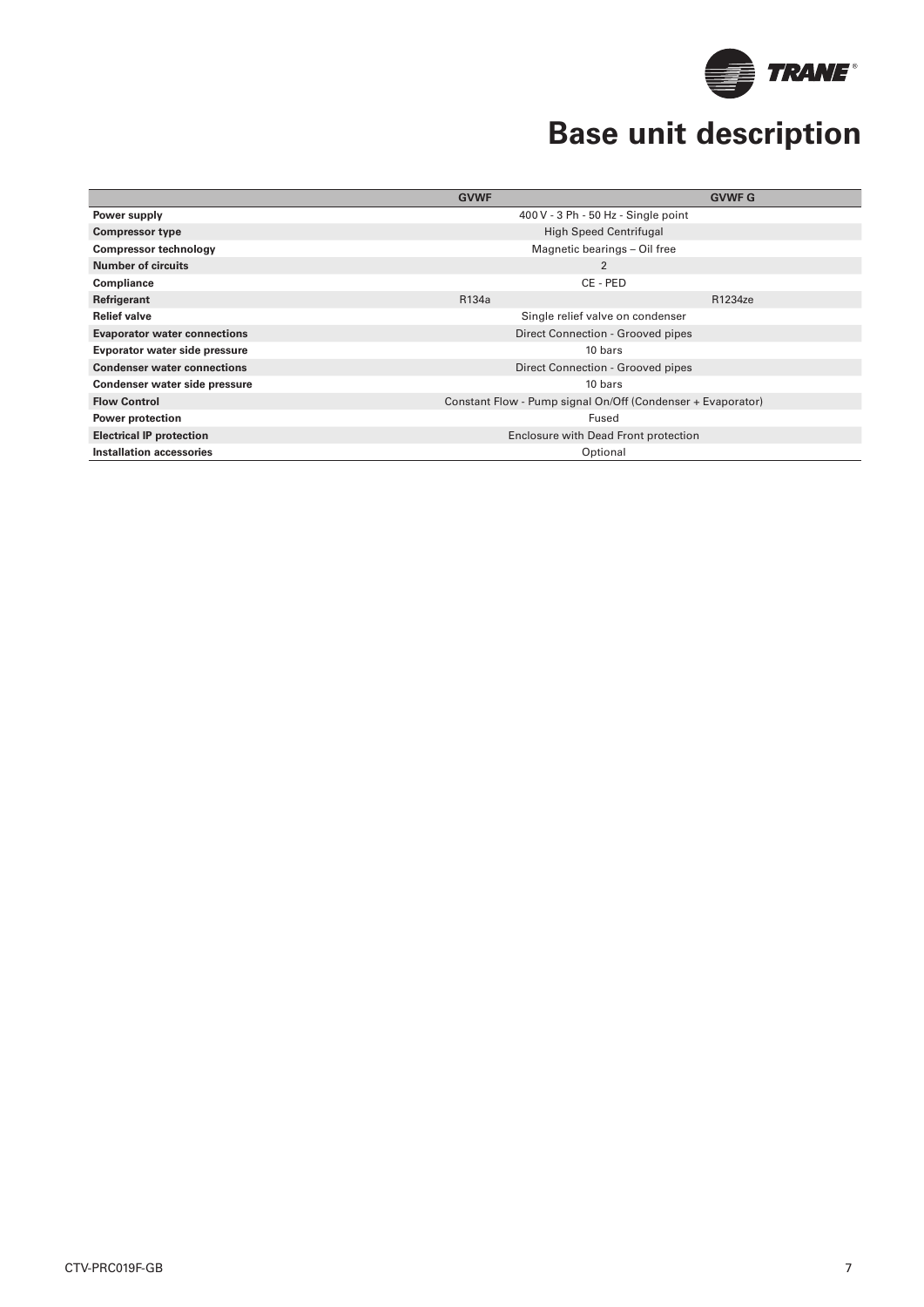# Base unit description

| | GVWF | GVWF G |
|---|---|---|
| **Power supply** | 400 V - 3 Ph - 50 Hz - Single point | |
| **Compressor type** | High Speed Centrifugal | |
| **Compressor technology** | Magnetic bearings – Oil free | |
| **Number of circuits** | 2 | |
| **Compliance** | CE - PED | |
| **Refrigerant** | R134a | R1234ze |
| **Relief valve** | Single relief valve on condenser | |
| **Evaporator water connections** | Direct Connection - Grooved pipes | |
| **Evporator water side pressure** | 10 bars | |
| **Condenser water connections** | Direct Connection - Grooved pipes | |
| **Condenser water side pressure** | 10 bars | |
| **Flow Control** | Constant Flow - Pump signal On/Off (Condenser + Evaporator) | |
| **Power protection** | Fused | |
| **Electrical IP protection** | Enclosure with Dead Front protection | |
| **Installation accessories** | Optional | |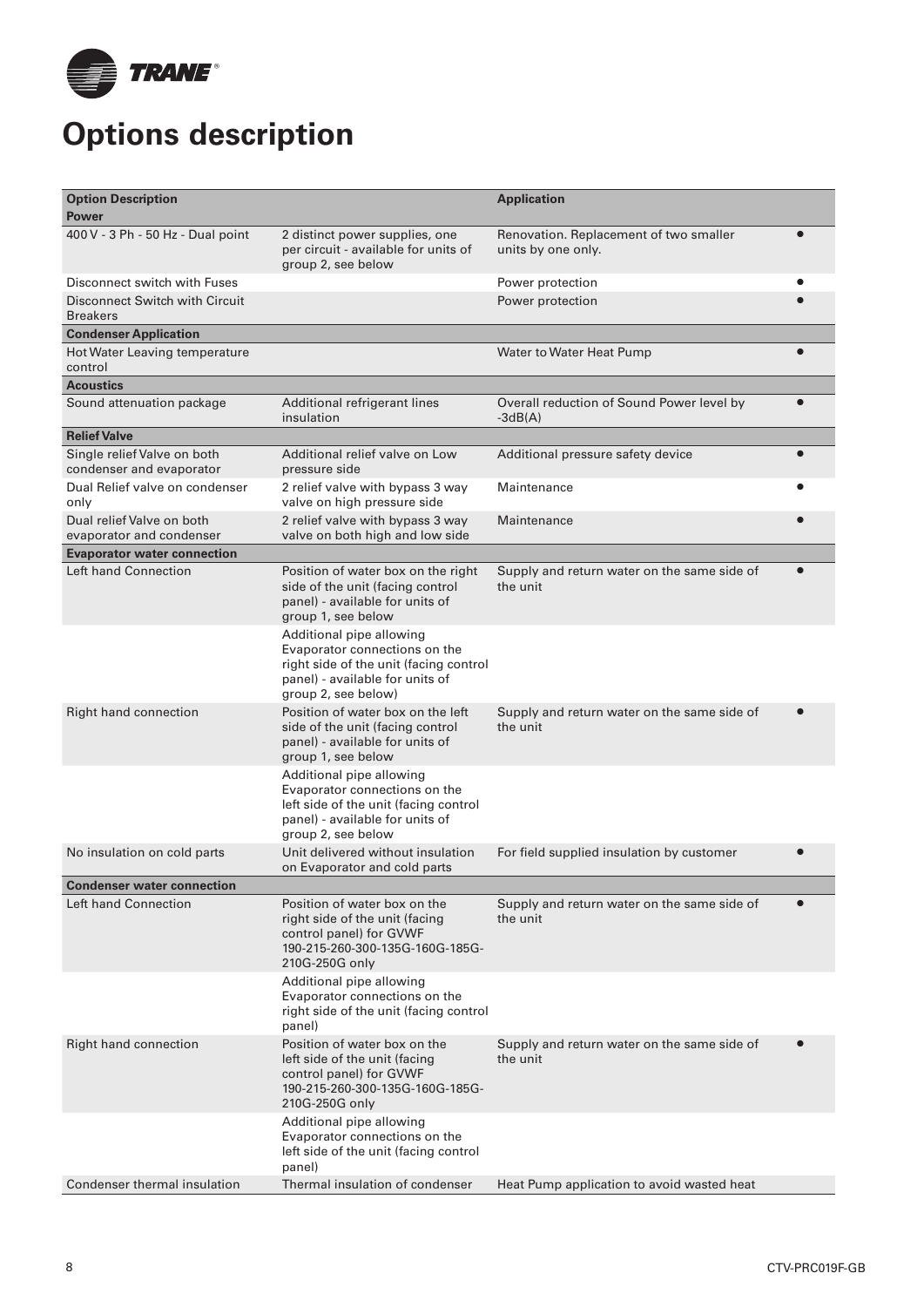# Options description

| Option Description | | Application | |
|---|---|---|---|
| **Power** | | | |
| 400 V - 3 Ph - 50 Hz - Dual point | 2 distinct power supplies, one per circuit - available for units of group 2, see below | Renovation. Replacement of two smaller units by one only. | • |
| Disconnect switch with Fuses | | Power protection | • |
| Disconnect Switch with Circuit Breakers | | Power protection | • |
| **Condenser Application** | | | |
| Hot Water Leaving temperature control | | Water to Water Heat Pump | • |
| **Acoustics** | | | |
| Sound attenuation package | Additional refrigerant lines insulation | Overall reduction of Sound Power level by -3dB(A) | • |
| **Relief Valve** | | | |
| Single relief Valve on both condenser and evaporator | Additional relief valve on Low pressure side | Additional pressure safety device | • |
| Dual Relief valve on condenser only | 2 relief valve with bypass 3 way valve on high pressure side | Maintenance | • |
| Dual relief Valve on both evaporator and condenser | 2 relief valve with bypass 3 way valve on both high and low side | Maintenance | • |
| **Evaporator water connection** | | | |
| Left hand Connection | Position of water box on the right side of the unit (facing control panel) - available for units of group 1, see below | Supply and return water on the same side of the unit | • |
| | Additional pipe allowing Evaporator connections on the right side of the unit (facing control panel) - available for units of group 2, see below) | | |
| Right hand connection | Position of water box on the left side of the unit (facing control panel) - available for units of group 1, see below | Supply and return water on the same side of the unit | • |
| | Additional pipe allowing Evaporator connections on the left side of the unit (facing control panel) - available for units of group 2, see below | | |
| No insulation on cold parts | Unit delivered without insulation on Evaporator and cold parts | For field supplied insulation by customer | • |
| **Condenser water connection** | | | |
| Left hand Connection | Position of water box on the right side of the unit (facing control panel) for GVWF 190-215-260-300-135G-160G-185G-210G-250G only | Supply and return water on the same side of the unit | • |
| | Additional pipe allowing Evaporator connections on the right side of the unit (facing control panel) | | |
| Right hand connection | Position of water box on the left side of the unit (facing control panel) for GVWF 190-215-260-300-135G-160G-185G-210G-250G only | Supply and return water on the same side of the unit | • |
| | Additional pipe allowing Evaporator connections on the left side of the unit (facing control panel) | | |
| Condenser thermal insulation | Thermal insulation of condenser | Heat Pump application to avoid wasted heat | |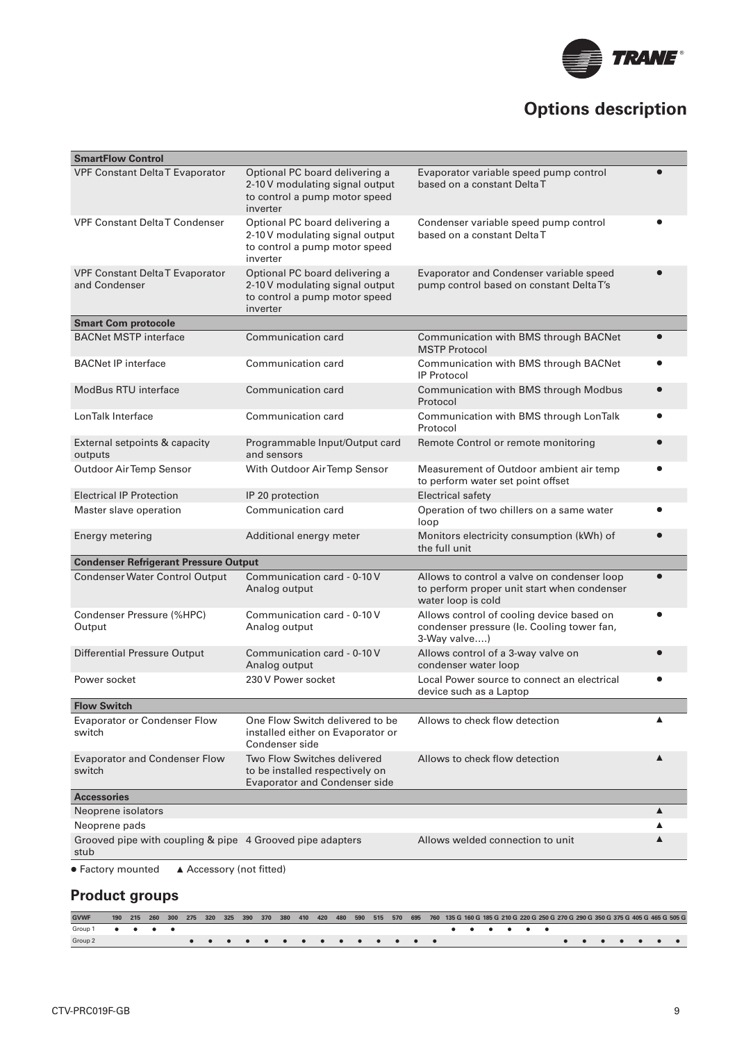# Options description

| | | | |
|---|---|---|---|
| **SmartFlow Control** | | | |
| VPF Constant Delta T Evaporator | Optional PC board delivering a 2-10 V modulating signal output to control a pump motor speed inverter | Evaporator variable speed pump control based on a constant Delta T | ● |
| VPF Constant Delta T Condenser | Optional PC board delivering a 2-10 V modulating signal output to control a pump motor speed inverter | Condenser variable speed pump control based on a constant Delta T | ● |
| VPF Constant Delta T Evaporator and Condenser | Optional PC board delivering a 2-10 V modulating signal output to control a pump motor speed inverter | Evaporator and Condenser variable speed pump control based on constant Delta T's | ● |
| **Smart Com protocole** | | | |
| BACNet MSTP interface | Communication card | Communication with BMS through BACNet MSTP Protocol | ● |
| BACNet IP interface | Communication card | Communication with BMS through BACNet IP Protocol | ● |
| ModBus RTU interface | Communication card | Communication with BMS through Modbus Protocol | ● |
| LonTalk Interface | Communication card | Communication with BMS through LonTalk Protocol | ● |
| External setpoints & capacity outputs | Programmable Input/Output card and sensors | Remote Control or remote monitoring | ● |
| Outdoor Air Temp Sensor | With Outdoor Air Temp Sensor | Measurement of Outdoor ambient air temp to perform water set point offset | ● |
| Electrical IP Protection | IP 20 protection | Electrical safety | |
| Master slave operation | Communication card | Operation of two chillers on a same water loop | ● |
| Energy metering | Additional energy meter | Monitors electricity consumption (kWh) of the full unit | ● |
| **Condenser Refrigerant Pressure Output** | | | |
| Condenser Water Control Output | Communication card - 0-10 V Analog output | Allows to control a valve on condenser loop to perform proper unit start when condenser water loop is cold | ● |
| Condenser Pressure (%HPC) Output | Communication card - 0-10 V Analog output | Allows control of cooling device based on condenser pressure (Ie. Cooling tower fan, 3-Way valve….) | ● |
| Differential Pressure Output | Communication card - 0-10 V Analog output | Allows control of a 3-way valve on condenser water loop | ● |
| Power socket | 230 V Power socket | Local Power source to connect an electrical device such as a Laptop | ● |
| **Flow Switch** | | | |
| Evaporator or Condenser Flow switch | One Flow Switch delivered to be installed either on Evaporator or Condenser side | Allows to check flow detection | ▲ |
| Evaporator and Condenser Flow switch | Two Flow Switches delivered to be installed respectively on Evaporator and Condenser side | Allows to check flow detection | ▲ |
| **Accessories** | | | |
| Neoprene isolators | | | ▲ |
| Neoprene pads | | | ▲ |
| Grooved pipe with coupling & pipe stub | 4 Grooved pipe adapters | Allows welded connection to unit | ▲ |

● Factory mounted   ▲ Accessory (not fitted)

## Product groups

| GVWF | 190 | 215 | 260 | 300 | 275 | 320 | 325 | 390 | 370 | 380 | 410 | 420 | 480 | 590 | 515 | 570 | 695 | 760 | 135 G | 160 G | 185 G | 210 G | 220 G | 250 G | 270 G | 290 G | 350 G | 375 G | 405 G | 465 G | 505 G |
|---|---|---|---|---|---|---|---|---|---|---|---|---|---|---|---|---|---|---|---|---|---|---|---|---|---|---|---|---|---|---|---|
| Group 1 | ● | ● | ● | ● | | | | | | | | | | | | | | | ● | ● | ● | ● | ● | ● | | | | | | | |
| Group 2 | | | | | ● | ● | ● | ● | ● | ● | ● | ● | ● | ● | ● | ● | ● | ● | | | | | | | ● | ● | ● | ● | ● | ● | ● |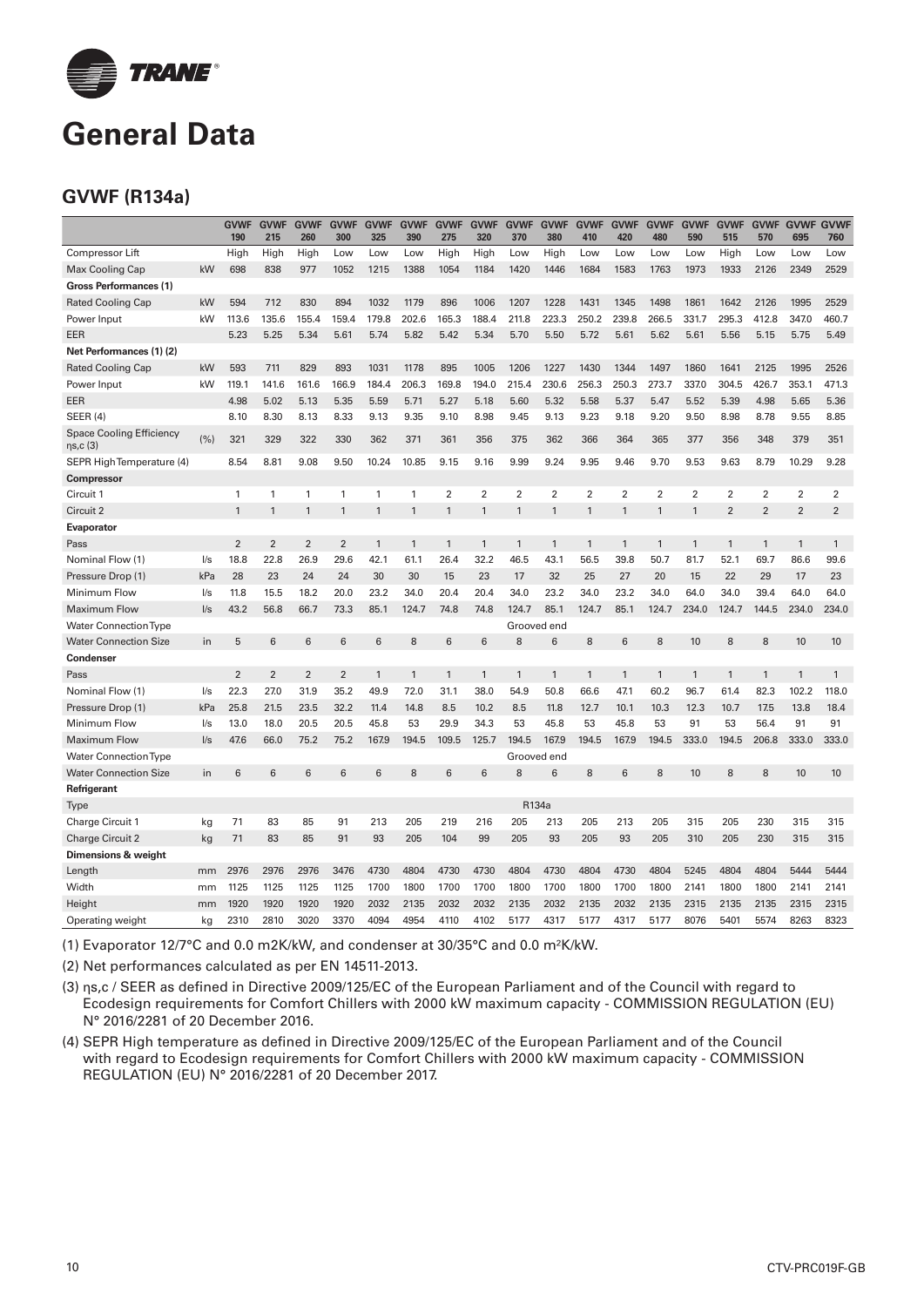# General Data

## GVWF (R134a)

| | | GVWF 190 | GVWF 215 | GVWF 260 | GVWF 300 | GVWF 325 | GVWF 390 | GVWF 275 | GVWF 320 | GVWF 370 | GVWF 380 | GVWF 410 | GVWF 420 | GVWF 480 | GVWF 590 | GVWF 515 | GVWF 570 | GVWF 695 | GVWF 760 |
|---|---|---|---|---|---|---|---|---|---|---|---|---|---|---|---|---|---|---|---|
| Compressor Lift | | High | High | High | Low | Low | Low | High | High | Low | High | Low | Low | Low | Low | High | Low | Low | Low |
| Max Cooling Cap | kW | 698 | 838 | 977 | 1052 | 1215 | 1388 | 1054 | 1184 | 1420 | 1446 | 1684 | 1583 | 1763 | 1973 | 1933 | 2126 | 2349 | 2529 |
| **Gross Performances (1)** | | | | | | | | | | | | | | | | | | | |
| Rated Cooling Cap | kW | 594 | 712 | 830 | 894 | 1032 | 1179 | 896 | 1006 | 1207 | 1228 | 1431 | 1345 | 1498 | 1861 | 1642 | 2126 | 1995 | 2529 |
| Power Input | kW | 113.6 | 135.6 | 155.4 | 159.4 | 179.8 | 202.6 | 165.3 | 188.4 | 211.8 | 223.3 | 250.2 | 239.8 | 266.5 | 331.7 | 295.3 | 412.8 | 347.0 | 460.7 |
| EER | | 5.23 | 5.25 | 5.34 | 5.61 | 5.74 | 5.82 | 5.42 | 5.34 | 5.70 | 5.50 | 5.72 | 5.61 | 5.62 | 5.61 | 5.56 | 5.15 | 5.75 | 5.49 |
| **Net Performances (1) (2)** | | | | | | | | | | | | | | | | | | | |
| Rated Cooling Cap | kW | 593 | 711 | 829 | 893 | 1031 | 1178 | 895 | 1005 | 1206 | 1227 | 1430 | 1344 | 1497 | 1860 | 1641 | 2125 | 1995 | 2526 |
| Power Input | kW | 119.1 | 141.6 | 161.6 | 166.9 | 184.4 | 206.3 | 169.8 | 194.0 | 215.4 | 230.6 | 256.3 | 250.3 | 273.7 | 337.0 | 304.5 | 426.7 | 353.1 | 471.3 |
| EER | | 4.98 | 5.02 | 5.13 | 5.35 | 5.59 | 5.71 | 5.27 | 5.18 | 5.60 | 5.32 | 5.58 | 5.37 | 5.47 | 5.52 | 5.39 | 4.98 | 5.65 | 5.36 |
| SEER (4) | | 8.10 | 8.30 | 8.13 | 8.33 | 9.13 | 9.35 | 9.10 | 8.98 | 9.45 | 9.13 | 9.23 | 9.18 | 9.20 | 9.50 | 8.98 | 8.78 | 9.55 | 8.85 |
| Space Cooling Efficiency ηs,c (3) | (%) | 321 | 329 | 322 | 330 | 362 | 371 | 361 | 356 | 375 | 362 | 366 | 364 | 365 | 377 | 356 | 348 | 379 | 351 |
| SEPR High Temperature (4) | | 8.54 | 8.81 | 9.08 | 9.50 | 10.24 | 10.85 | 9.15 | 9.16 | 9.99 | 9.24 | 9.95 | 9.46 | 9.70 | 9.53 | 9.63 | 8.79 | 10.29 | 9.28 |
| **Compressor** | | | | | | | | | | | | | | | | | | | |
| Circuit 1 | | 1 | 1 | 1 | 1 | 1 | 1 | 2 | 2 | 2 | 2 | 2 | 2 | 2 | 2 | 2 | 2 | 2 | 2 |
| Circuit 2 | | 1 | 1 | 1 | 1 | 1 | 1 | 1 | 1 | 1 | 1 | 1 | 1 | 1 | 1 | 2 | 2 | 2 | 2 |
| **Evaporator** | | | | | | | | | | | | | | | | | | | |
| Pass | | 2 | 2 | 2 | 2 | 1 | 1 | 1 | 1 | 1 | 1 | 1 | 1 | 1 | 1 | 1 | 1 | 1 | 1 |
| Nominal Flow (1) | l/s | 18.8 | 22.8 | 26.9 | 29.6 | 42.1 | 61.1 | 26.4 | 32.2 | 46.5 | 43.1 | 56.5 | 39.8 | 50.7 | 81.7 | 52.1 | 69.7 | 86.6 | 99.6 |
| Pressure Drop (1) | kPa | 28 | 23 | 24 | 24 | 30 | 30 | 15 | 23 | 17 | 32 | 25 | 27 | 20 | 15 | 22 | 29 | 17 | 23 |
| Minimum Flow | l/s | 11.8 | 15.5 | 18.2 | 20.0 | 23.2 | 34.0 | 20.4 | 20.4 | 34.0 | 23.2 | 34.0 | 23.2 | 34.0 | 64.0 | 34.0 | 39.4 | 64.0 | 64.0 |
| Maximum Flow | l/s | 43.2 | 56.8 | 66.7 | 73.3 | 85.1 | 124.7 | 74.8 | 74.8 | 124.7 | 85.1 | 124.7 | 85.1 | 124.7 | 234.0 | 124.7 | 144.5 | 234.0 | 234.0 |
| Water Connection Type | | Grooved end | | | | | | | | | | | | | | | | | |
| Water Connection Size | in | 5 | 6 | 6 | 6 | 6 | 8 | 6 | 6 | 8 | 6 | 8 | 6 | 8 | 10 | 8 | 8 | 10 | 10 |
| **Condenser** | | | | | | | | | | | | | | | | | | | |
| Pass | | 2 | 2 | 2 | 2 | 1 | 1 | 1 | 1 | 1 | 1 | 1 | 1 | 1 | 1 | 1 | 1 | 1 | 1 |
| Nominal Flow (1) | l/s | 22.3 | 27.0 | 31.9 | 35.2 | 49.9 | 72.0 | 31.1 | 38.0 | 54.9 | 50.8 | 66.6 | 47.1 | 60.2 | 96.7 | 61.4 | 82.3 | 102.2 | 118.0 |
| Pressure Drop (1) | kPa | 25.8 | 21.5 | 23.5 | 32.2 | 11.4 | 14.8 | 8.5 | 10.2 | 8.5 | 11.8 | 12.7 | 10.1 | 10.3 | 12.3 | 10.7 | 17.5 | 13.8 | 18.4 |
| Minimum Flow | l/s | 13.0 | 18.0 | 20.5 | 20.5 | 45.8 | 53 | 29.9 | 34.3 | 53 | 45.8 | 53 | 45.8 | 53 | 91 | 53 | 56.4 | 91 | 91 |
| Maximum Flow | l/s | 47.6 | 66.0 | 75.2 | 75.2 | 167.9 | 194.5 | 109.5 | 125.7 | 194.5 | 167.9 | 194.5 | 167.9 | 194.5 | 333.0 | 194.5 | 206.8 | 333.0 | 333.0 |
| Water Connection Type | | Grooved end | | | | | | | | | | | | | | | | | |
| Water Connection Size | in | 6 | 6 | 6 | 6 | 6 | 8 | 6 | 6 | 8 | 6 | 8 | 6 | 8 | 10 | 8 | 8 | 10 | 10 |
| **Refrigerant** | | | | | | | | | | | | | | | | | | | |
| Type | | R134a | | | | | | | | | | | | | | | | | |
| Charge Circuit 1 | kg | 71 | 83 | 85 | 91 | 213 | 205 | 219 | 216 | 205 | 213 | 205 | 213 | 205 | 315 | 205 | 230 | 315 | 315 |
| Charge Circuit 2 | kg | 71 | 83 | 85 | 91 | 93 | 205 | 104 | 99 | 205 | 93 | 205 | 93 | 205 | 310 | 205 | 230 | 315 | 315 |
| **Dimensions & weight** | | | | | | | | | | | | | | | | | | | |
| Length | mm | 2976 | 2976 | 2976 | 3476 | 4730 | 4804 | 4730 | 4730 | 4804 | 4730 | 4804 | 4730 | 4804 | 5245 | 4804 | 4804 | 5444 | 5444 |
| Width | mm | 1125 | 1125 | 1125 | 1125 | 1700 | 1800 | 1700 | 1700 | 1800 | 1700 | 1800 | 1700 | 1800 | 2141 | 1800 | 1800 | 2141 | 2141 |
| Height | mm | 1920 | 1920 | 1920 | 1920 | 2032 | 2135 | 2032 | 2032 | 2135 | 2032 | 2135 | 2032 | 2135 | 2315 | 2135 | 2135 | 2315 | 2315 |
| Operating weight | kg | 2310 | 2810 | 3020 | 3370 | 4094 | 4954 | 4110 | 4102 | 5177 | 4317 | 5177 | 4317 | 5177 | 8076 | 5401 | 5574 | 8263 | 8323 |

(1) Evaporator 12/7°C and 0.0 m2K/kW, and condenser at 30/35°C and 0.0 m²K/kW.

(2) Net performances calculated as per EN 14511-2013.

(3) ηs,c / SEER as defined in Directive 2009/125/EC of the European Parliament and of the Council with regard to Ecodesign requirements for Comfort Chillers with 2000 kW maximum capacity - COMMISSION REGULATION (EU) N° 2016/2281 of 20 December 2016.

(4) SEPR High temperature as defined in Directive 2009/125/EC of the European Parliament and of the Council with regard to Ecodesign requirements for Comfort Chillers with 2000 kW maximum capacity - COMMISSION REGULATION (EU) N° 2016/2281 of 20 December 2017.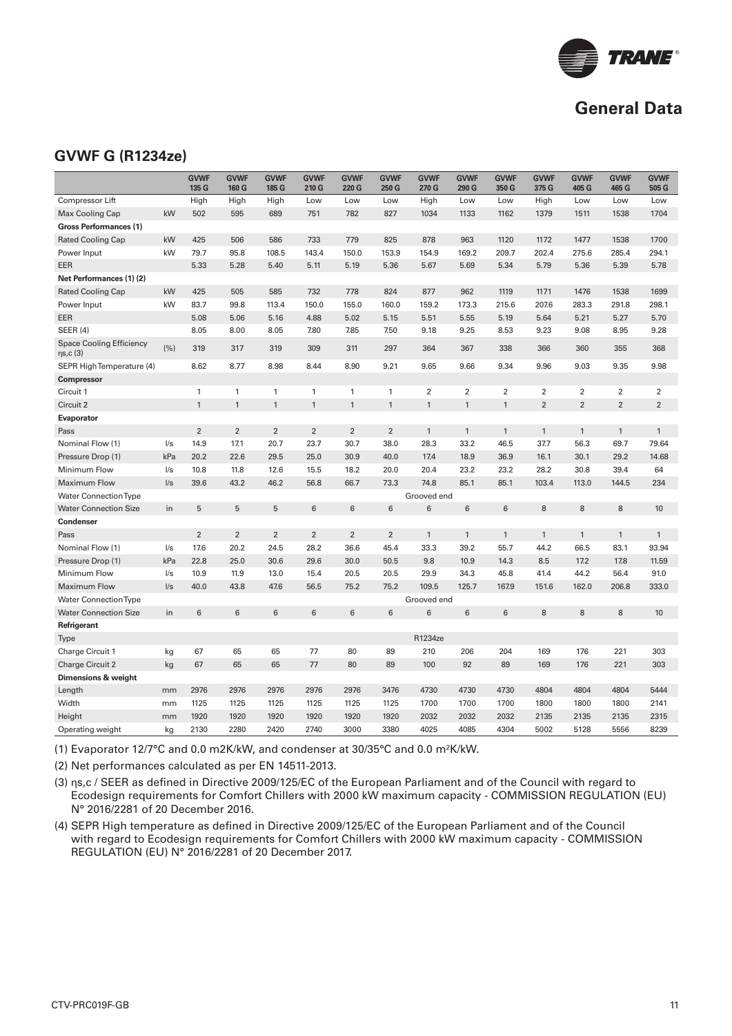## General Data

### GVWF G (R1234ze)

| | | GVWF 135 G | GVWF 160 G | GVWF 185 G | GVWF 210 G | GVWF 220 G | GVWF 250 G | GVWF 270 G | GVWF 290 G | GVWF 350 G | GVWF 375 G | GVWF 405 G | GVWF 465 G | GVWF 505 G |
|---|---|---|---|---|---|---|---|---|---|---|---|---|---|---|
| Compressor Lift | | High | High | High | Low | Low | Low | High | Low | Low | High | Low | Low | Low |
| Max Cooling Cap | kW | 502 | 595 | 689 | 751 | 782 | 827 | 1034 | 1133 | 1162 | 1379 | 1511 | 1538 | 1704 |
| **Gross Performances (1)** | | | | | | | | | | | | | | |
| Rated Cooling Cap | kW | 425 | 506 | 586 | 733 | 779 | 825 | 878 | 963 | 1120 | 1172 | 1477 | 1538 | 1700 |
| Power Input | kW | 79.7 | 95.8 | 108.5 | 143.4 | 150.0 | 153.9 | 154.9 | 169.2 | 209.7 | 202.4 | 275.6 | 285.4 | 294.1 |
| EER | | 5.33 | 5.28 | 5.40 | 5.11 | 5.19 | 5.36 | 5.67 | 5.69 | 5.34 | 5.79 | 5.36 | 5.39 | 5.78 |
| **Net Performances (1) (2)** | | | | | | | | | | | | | | |
| Rated Cooling Cap | kW | 425 | 505 | 585 | 732 | 778 | 824 | 877 | 962 | 1119 | 1171 | 1476 | 1538 | 1699 |
| Power Input | kW | 83.7 | 99.8 | 113.4 | 150.0 | 155.0 | 160.0 | 159.2 | 173.3 | 215.6 | 207.6 | 283.3 | 291.8 | 298.1 |
| EER | | 5.08 | 5.06 | 5.16 | 4.88 | 5.02 | 5.15 | 5.51 | 5.55 | 5.19 | 5.64 | 5.21 | 5.27 | 5.70 |
| SEER (4) | | 8.05 | 8.00 | 8.05 | 7.80 | 7.85 | 7.50 | 9.18 | 9.25 | 8.53 | 9.23 | 9.08 | 8.95 | 9.28 |
| Space Cooling Efficiency ηs,c (3) | (%) | 319 | 317 | 319 | 309 | 311 | 297 | 364 | 367 | 338 | 366 | 360 | 355 | 368 |
| SEPR High Temperature (4) | | 8.62 | 8.77 | 8.98 | 8.44 | 8.90 | 9.21 | 9.65 | 9.66 | 9.34 | 9.96 | 9.03 | 9.35 | 9.98 |
| **Compressor** | | | | | | | | | | | | | | |
| Circuit 1 | | 1 | 1 | 1 | 1 | 1 | 1 | 2 | 2 | 2 | 2 | 2 | 2 | 2 |
| Circuit 2 | | 1 | 1 | 1 | 1 | 1 | 1 | 1 | 1 | 1 | 2 | 2 | 2 | 2 |
| **Evaporator** | | | | | | | | | | | | | | |
| Pass | | 2 | 2 | 2 | 2 | 2 | 2 | 1 | 1 | 1 | 1 | 1 | 1 | 1 |
| Nominal Flow (1) | l/s | 14.9 | 17.1 | 20.7 | 23.7 | 30.7 | 38.0 | 28.3 | 33.2 | 46.5 | 37.7 | 56.3 | 69.7 | 79.64 |
| Pressure Drop (1) | kPa | 20.2 | 22.6 | 29.5 | 25.0 | 30.9 | 40.0 | 17.4 | 18.9 | 36.9 | 16.1 | 30.1 | 29.2 | 14.68 |
| Minimum Flow | l/s | 10.8 | 11.8 | 12.6 | 15.5 | 18.2 | 20.0 | 20.4 | 23.2 | 23.2 | 28.2 | 30.8 | 39.4 | 64 |
| Maximum Flow | l/s | 39.6 | 43.2 | 46.2 | 56.8 | 66.7 | 73.3 | 74.8 | 85.1 | 85.1 | 103.4 | 113.0 | 144.5 | 234 |
| Water Connection Type | | Grooved end | | | | | | | | | | | | |
| Water Connection Size | in | 5 | 5 | 5 | 6 | 6 | 6 | 6 | 6 | 6 | 8 | 8 | 8 | 10 |
| **Condenser** | | | | | | | | | | | | | | |
| Pass | | 2 | 2 | 2 | 2 | 2 | 2 | 1 | 1 | 1 | 1 | 1 | 1 | 1 |
| Nominal Flow (1) | l/s | 17.6 | 20.2 | 24.5 | 28.2 | 36.6 | 45.4 | 33.3 | 39.2 | 55.7 | 44.2 | 66.5 | 83.1 | 93.94 |
| Pressure Drop (1) | kPa | 22.8 | 25.0 | 30.6 | 29.6 | 30.0 | 50.5 | 9.8 | 10.9 | 14.3 | 8.5 | 17.2 | 17.8 | 11.59 |
| Minimum Flow | l/s | 10.9 | 11.9 | 13.0 | 15.4 | 20.5 | 20.5 | 29.9 | 34.3 | 45.8 | 41.4 | 44.2 | 56.4 | 91.0 |
| Maximum Flow | l/s | 40.0 | 43.8 | 47.6 | 56.5 | 75.2 | 75.2 | 109.5 | 125.7 | 167.9 | 151.6 | 162.0 | 206.8 | 333.0 |
| Water Connection Type | | Grooved end | | | | | | | | | | | | |
| Water Connection Size | in | 6 | 6 | 6 | 6 | 6 | 6 | 6 | 6 | 6 | 8 | 8 | 8 | 10 |
| **Refrigerant** | | | | | | | | | | | | | | |
| Type | | R1234ze | | | | | | | | | | | | |
| Charge Circuit 1 | kg | 67 | 65 | 65 | 77 | 80 | 89 | 210 | 206 | 204 | 169 | 176 | 221 | 303 |
| Charge Circuit 2 | kg | 67 | 65 | 65 | 77 | 80 | 89 | 100 | 92 | 89 | 169 | 176 | 221 | 303 |
| **Dimensions & weight** | | | | | | | | | | | | | | |
| Length | mm | 2976 | 2976 | 2976 | 2976 | 2976 | 3476 | 4730 | 4730 | 4730 | 4804 | 4804 | 4804 | 5444 |
| Width | mm | 1125 | 1125 | 1125 | 1125 | 1125 | 1125 | 1700 | 1700 | 1700 | 1800 | 1800 | 1800 | 2141 |
| Height | mm | 1920 | 1920 | 1920 | 1920 | 1920 | 1920 | 2032 | 2032 | 2032 | 2135 | 2135 | 2135 | 2315 |
| Operating weight | kg | 2130 | 2280 | 2420 | 2740 | 3000 | 3380 | 4025 | 4085 | 4304 | 5002 | 5128 | 5556 | 8239 |

(1) Evaporator 12/7°C and 0.0 m2K/kW, and condenser at 30/35°C and 0.0 $m^2K/kW$.

(2) Net performances calculated as per EN 14511-2013.

(3) ηs,c / SEER as defined in Directive 2009/125/EC of the European Parliament and of the Council with regard to Ecodesign requirements for Comfort Chillers with 2000 kW maximum capacity - COMMISSION REGULATION (EU) N° 2016/2281 of 20 December 2016.

(4) SEPR High temperature as defined in Directive 2009/125/EC of the European Parliament and of the Council with regard to Ecodesign requirements for Comfort Chillers with 2000 kW maximum capacity - COMMISSION REGULATION (EU) N° 2016/2281 of 20 December 2017.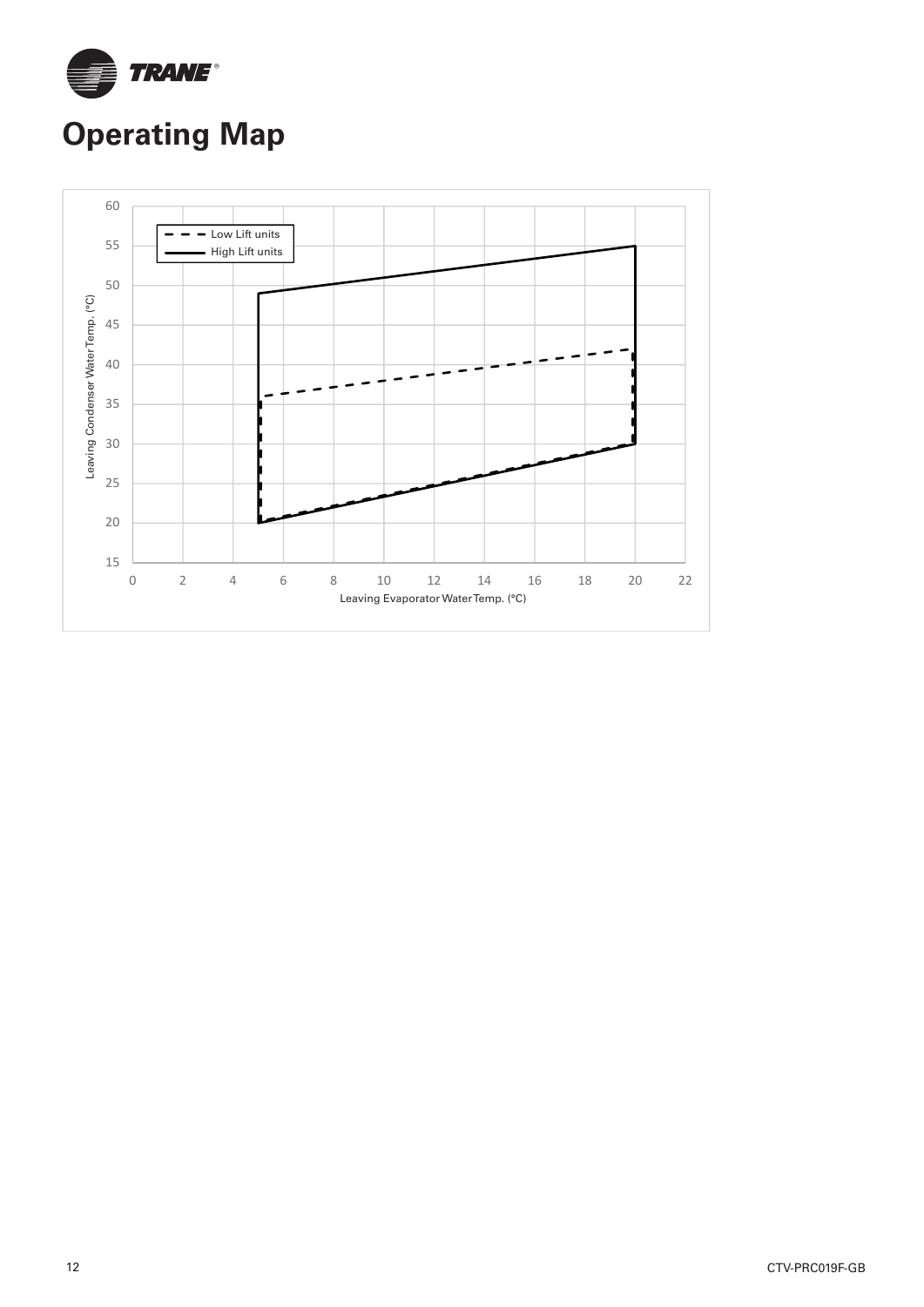# Operating Map

Low Lift units

High Lift units

Leaving Condenser Water Temp. (°C)

Leaving Evaporator Water Temp. (°C)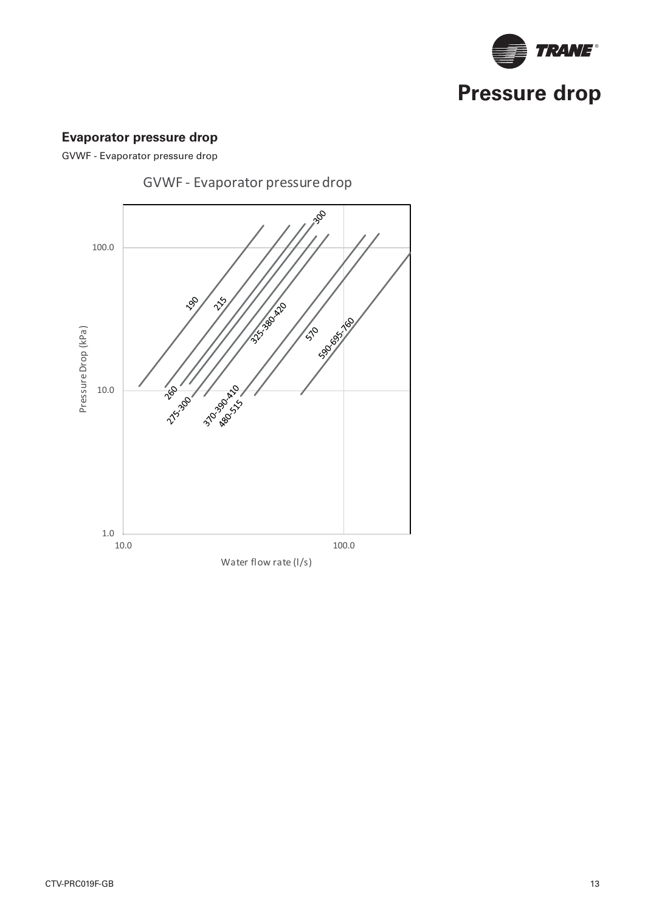# Pressure drop

## Evaporator pressure drop

GVWF - Evaporator pressure drop

GVWF - Evaporator pressure drop

Pressure Drop (kPa)

100.0

10.0

1.0

10.0

100.0

Water flow rate (l/s)

190, 215, 260, 275-300, 300, 325-380-420, 370-390-410, 480-515, 570, 590-695-760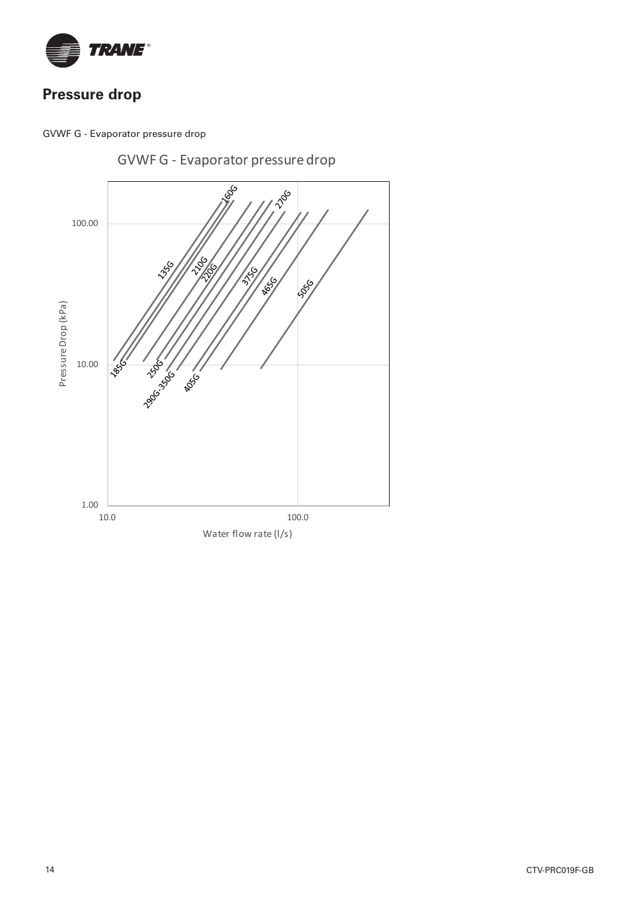## Pressure drop

GVWF G - Evaporator pressure drop

GVWF G - Evaporator pressure drop

Pressure Drop (kPa)

100.00

10.00

1.00

10.0

100.0

Water flow rate (l/s)

160G
270G
135G
210G
220G
375G
465G
505G
185G
250G
290G-350G
405G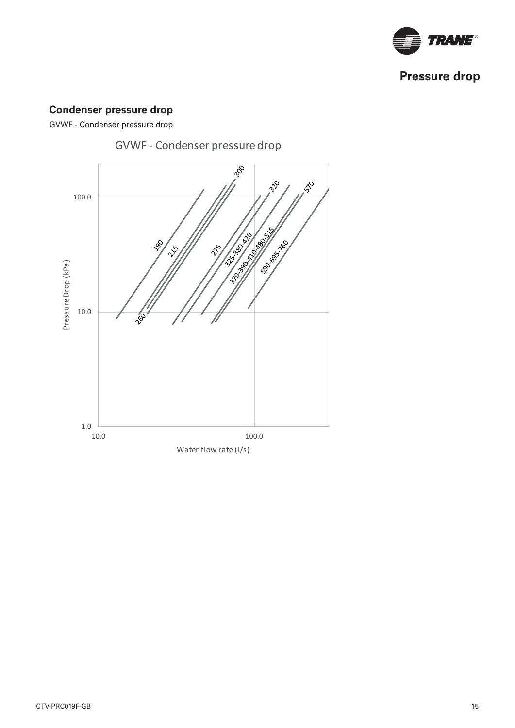## Condenser pressure drop

GVWF - Condenser pressure drop

GVWF - Condenser pressure drop

Pressure Drop (kPa)

100.0

10.0

1.0

10.0

100.0

Water flow rate (l/s)

190

215

260

275

300

320

325-380-420

370-390-410-480-515

570

590-695-760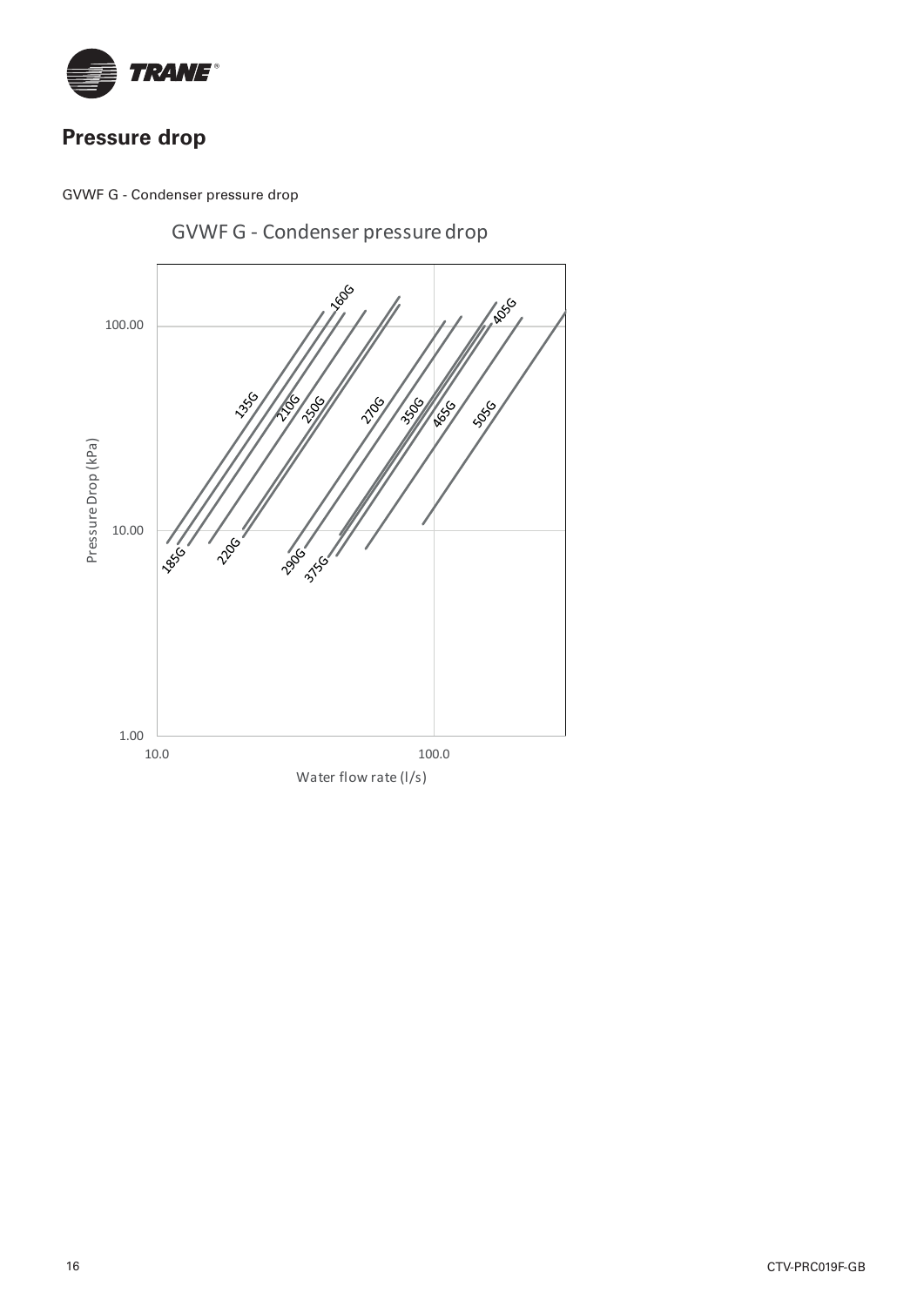# Pressure drop

GVWF G - Condenser pressure drop

GVWF G - Condenser pressure drop

Pressure Drop (kPa)

100.00

10.00

1.00

10.0

100.0

Water flow rate (l/s)

160G 135G 210G 250G 270G 350G 465G 405G 505G 185G 220G 290G 375G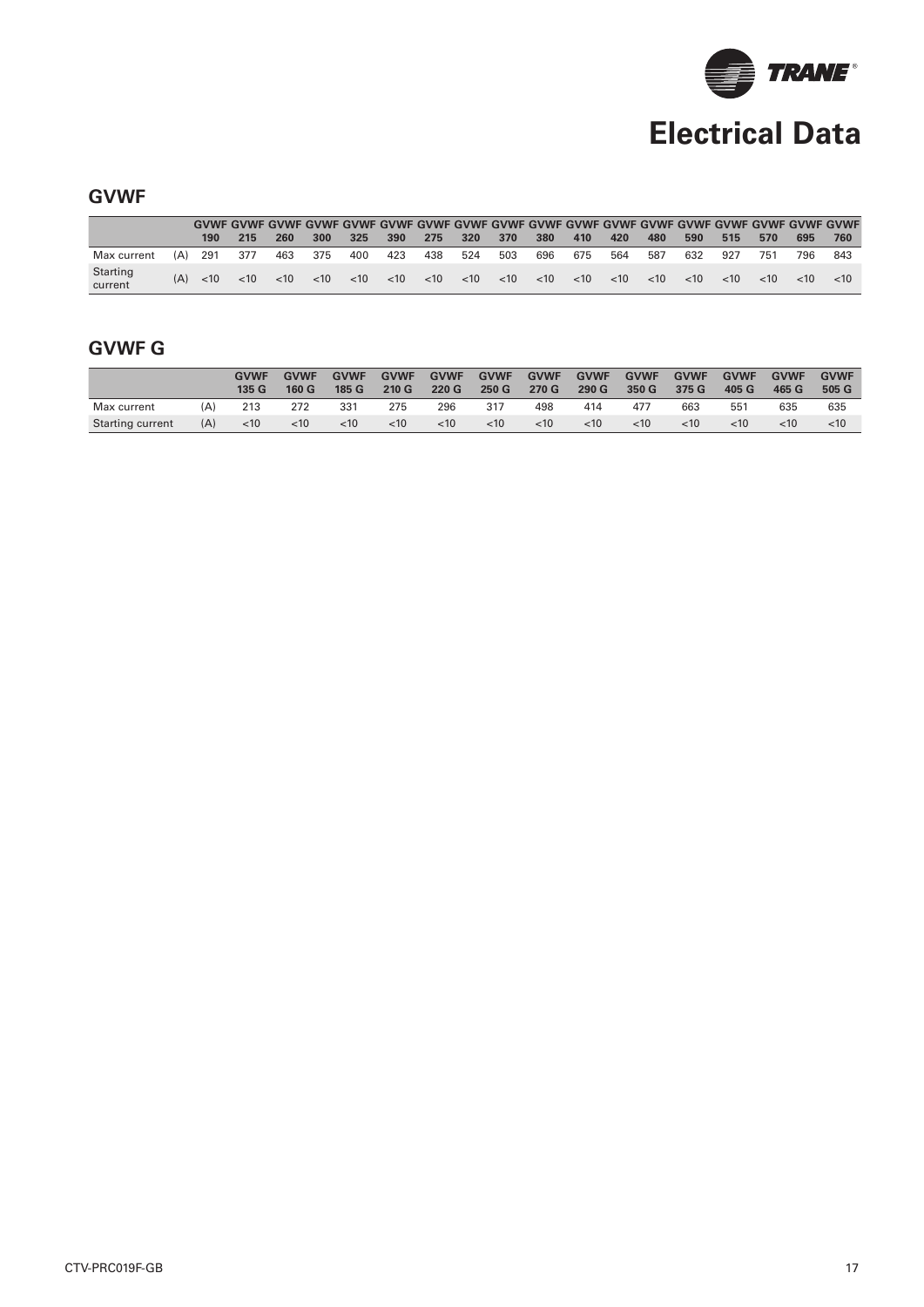# Electrical Data

## GVWF

| | | GVWF 190 | GVWF 215 | GVWF 260 | GVWF 300 | GVWF 325 | GVWF 390 | GVWF 275 | GVWF 320 | GVWF 370 | GVWF 380 | GVWF 410 | GVWF 420 | GVWF 480 | GVWF 590 | GVWF 515 | GVWF 570 | GVWF 695 | GVWF 760 |
|---|---|---|---|---|---|---|---|---|---|---|---|---|---|---|---|---|---|---|---|
| Max current | (A) | 291 | 377 | 463 | 375 | 400 | 423 | 438 | 524 | 503 | 696 | 675 | 564 | 587 | 632 | 927 | 751 | 796 | 843 |
| Starting current | (A) | <10 | <10 | <10 | <10 | <10 | <10 | <10 | <10 | <10 | <10 | <10 | <10 | <10 | <10 | <10 | <10 | <10 | <10 |

## GVWF G

| | | GVWF 135 G | GVWF 160 G | GVWF 185 G | GVWF 210 G | GVWF 220 G | GVWF 250 G | GVWF 270 G | GVWF 290 G | GVWF 350 G | GVWF 375 G | GVWF 405 G | GVWF 465 G | GVWF 505 G |
|---|---|---|---|---|---|---|---|---|---|---|---|---|---|---|
| Max current | (A) | 213 | 272 | 331 | 275 | 296 | 317 | 498 | 414 | 477 | 663 | 551 | 635 | 635 |
| Starting current | (A) | <10 | <10 | <10 | <10 | <10 | <10 | <10 | <10 | <10 | <10 | <10 | <10 | <10 |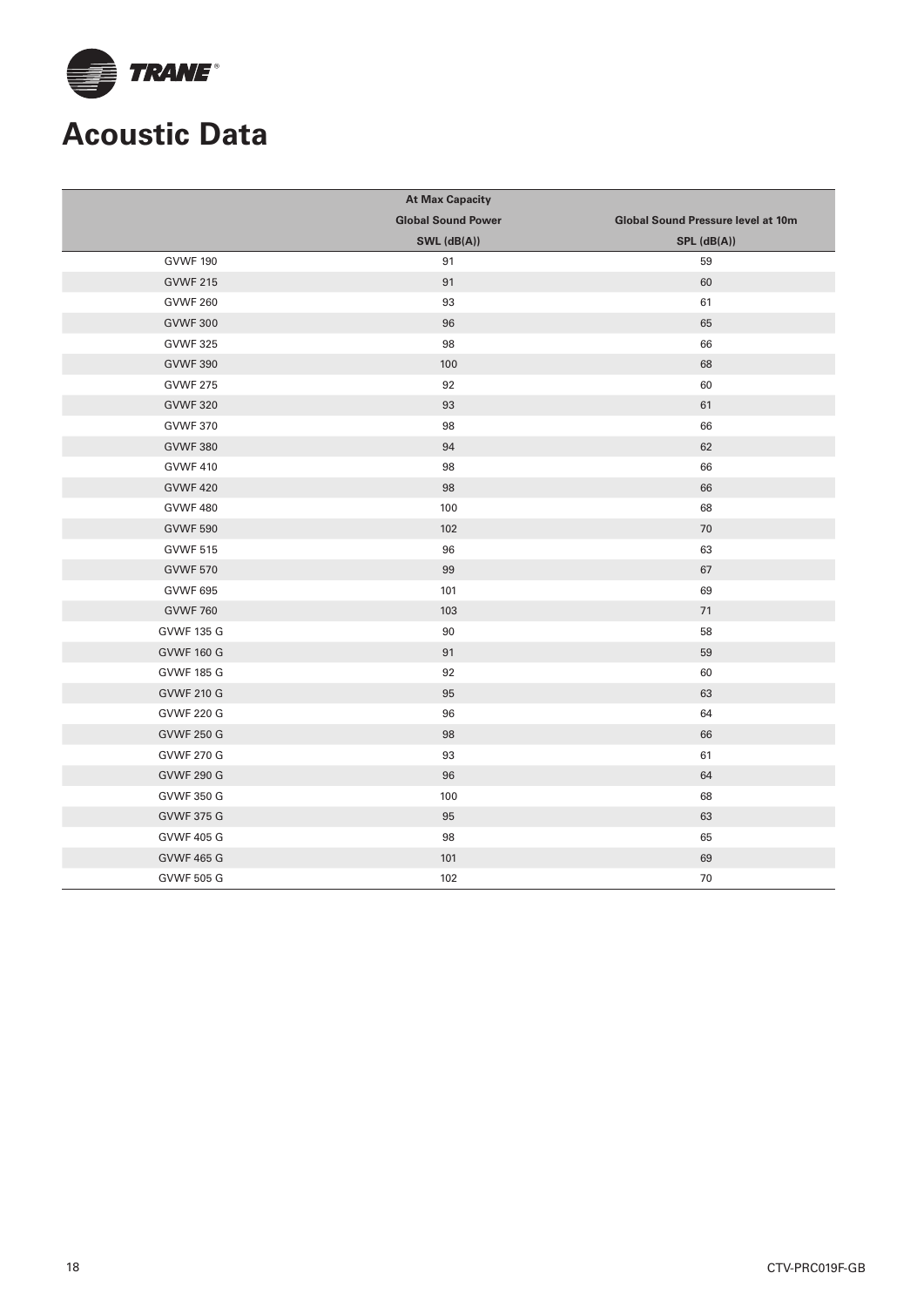# Acoustic Data

| | At Max Capacity | |
|---|---|---|
| | Global Sound Power | Global Sound Pressure level at 10m |
| | SWL (dB(A)) | SPL (dB(A)) |
| GVWF 190 | 91 | 59 |
| GVWF 215 | 91 | 60 |
| GVWF 260 | 93 | 61 |
| GVWF 300 | 96 | 65 |
| GVWF 325 | 98 | 66 |
| GVWF 390 | 100 | 68 |
| GVWF 275 | 92 | 60 |
| GVWF 320 | 93 | 61 |
| GVWF 370 | 98 | 66 |
| GVWF 380 | 94 | 62 |
| GVWF 410 | 98 | 66 |
| GVWF 420 | 98 | 66 |
| GVWF 480 | 100 | 68 |
| GVWF 590 | 102 | 70 |
| GVWF 515 | 96 | 63 |
| GVWF 570 | 99 | 67 |
| GVWF 695 | 101 | 69 |
| GVWF 760 | 103 | 71 |
| GVWF 135 G | 90 | 58 |
| GVWF 160 G | 91 | 59 |
| GVWF 185 G | 92 | 60 |
| GVWF 210 G | 95 | 63 |
| GVWF 220 G | 96 | 64 |
| GVWF 250 G | 98 | 66 |
| GVWF 270 G | 93 | 61 |
| GVWF 290 G | 96 | 64 |
| GVWF 350 G | 100 | 68 |
| GVWF 375 G | 95 | 63 |
| GVWF 405 G | 98 | 65 |
| GVWF 465 G | 101 | 69 |
| GVWF 505 G | 102 | 70 |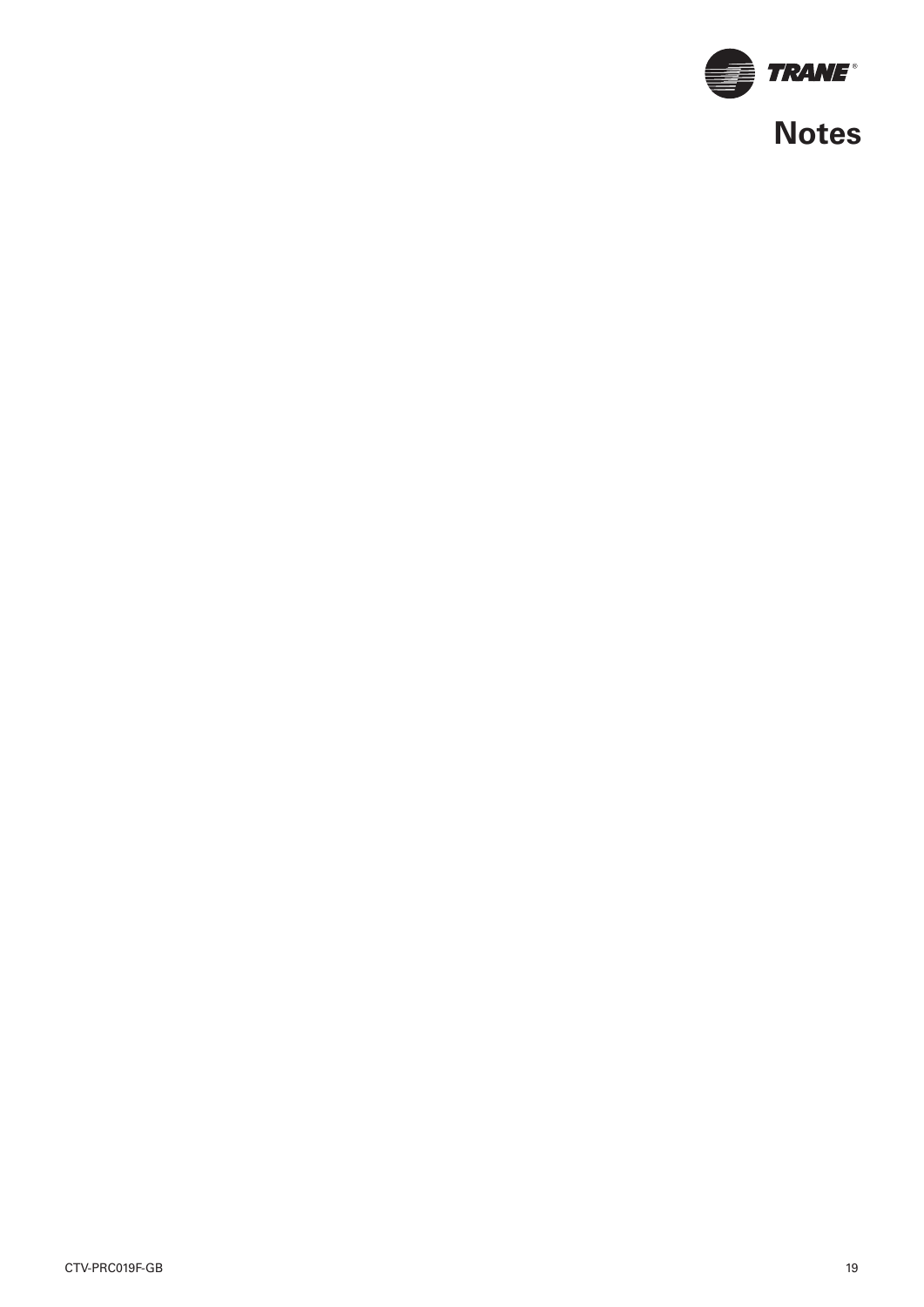# Notes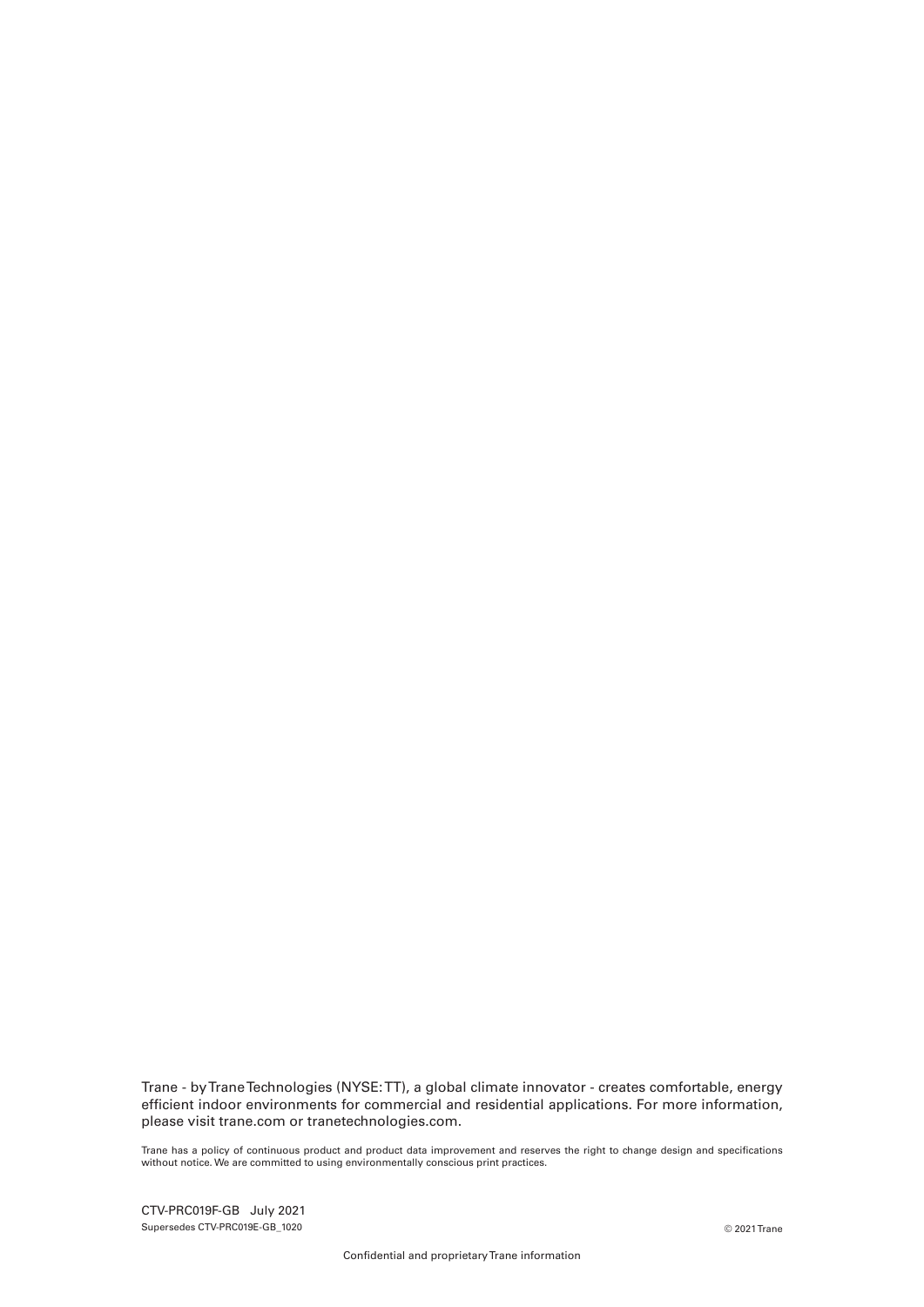Trane - by Trane Technologies (NYSE: TT), a global climate innovator - creates comfortable, energy efficient indoor environments for commercial and residential applications. For more information, please visit trane.com or tranetechnologies.com.

Trane has a policy of continuous product and product data improvement and reserves the right to change design and specifications without notice. We are committed to using environmentally conscious print practices.

CTV-PRC019F-GB July 2021
Supersedes CTV-PRC019E-GB_1020

© 2021 Trane

Confidential and proprietary Trane information